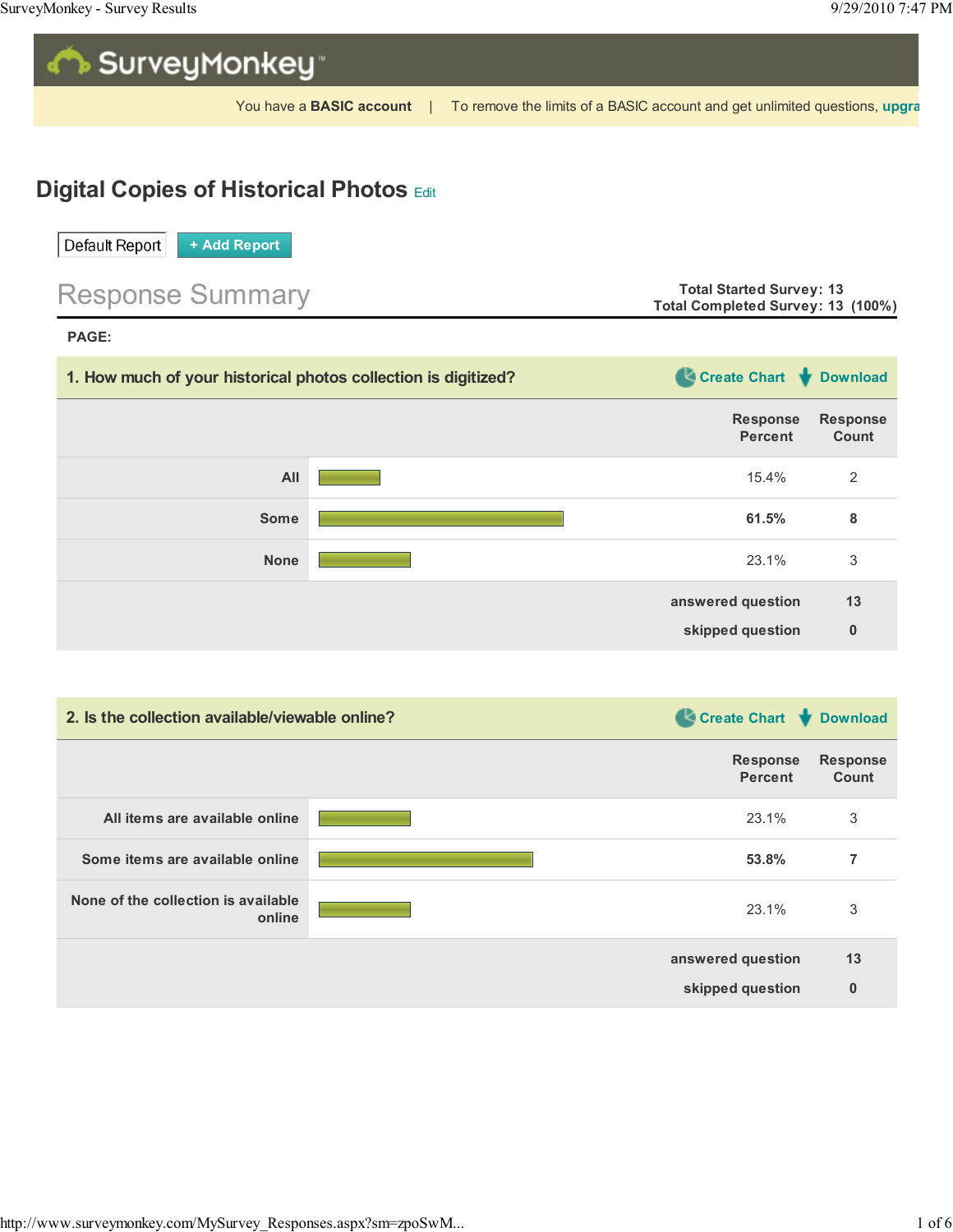SurveyMonkey

You have a **BASIC account** | To remove the limits of a BASIC account and get unlimited questions, upgra

# Digital Copies of Historical Photos

Default Report | + Add Report

## Response Summary

**Total Started Survey: 13**
**Total Completed Survey: 13 (100%)**

**PAGE:**

### 1. How much of your historical photos collection is digitized?

| | Response Percent | Response Count |
|---|---|---|
| All | 15.4% | 2 |
| Some | **61.5%** | **8** |
| None | 23.1% | 3 |
| answered question | | 13 |
| skipped question | | 0 |

### 2. Is the collection available/viewable online?

| | Response Percent | Response Count |
|---|---|---|
| All items are available online | 23.1% | 3 |
| Some items are available online | **53.8%** | **7** |
| None of the collection is available online | 23.1% | 3 |
| answered question | | 13 |
| skipped question | | 0 |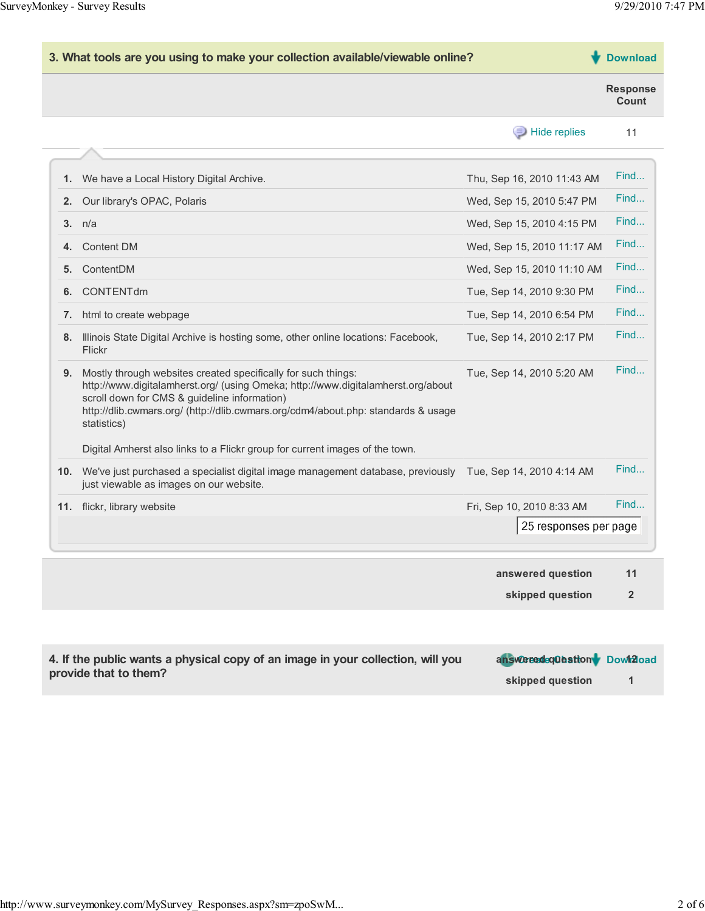## 3. What tools are you using to make your collection available/viewable online?

Download

| | Response Count |
|---|---|
| Hide replies | 11 |

| # | Response | Date | |
|---|---|---|---|
| 1. | We have a Local History Digital Archive. | Thu, Sep 16, 2010 11:43 AM | Find... |
| 2. | Our library's OPAC, Polaris | Wed, Sep 15, 2010 5:47 PM | Find... |
| 3. | n/a | Wed, Sep 15, 2010 4:15 PM | Find... |
| 4. | Content DM | Wed, Sep 15, 2010 11:17 AM | Find... |
| 5. | ContentDM | Wed, Sep 15, 2010 11:10 AM | Find... |
| 6. | CONTENTdm | Tue, Sep 14, 2010 9:30 PM | Find... |
| 7. | html to create webpage | Tue, Sep 14, 2010 6:54 PM | Find... |
| 8. | Illinois State Digital Archive is hosting some, other online locations: Facebook, Flickr | Tue, Sep 14, 2010 2:17 PM | Find... |
| 9. | Mostly through websites created specifically for such things: http://www.digitalamherst.org/ (using Omeka; http://www.digitalamherst.org/about scroll down for CMS & guideline information) http://dlib.cwmars.org/ (http://dlib.cwmars.org/cdm4/about.php: standards & usage statistics)<br><br>Digital Amherst also links to a Flickr group for current images of the town. | Tue, Sep 14, 2010 5:20 AM | Find... |
| 10. | We've just purchased a specialist digital image management database, previously just viewable as images on our website. | Tue, Sep 14, 2010 4:14 AM | Find... |
| 11. | flickr, library website | Fri, Sep 10, 2010 8:33 AM | Find... |

25 responses per page

| | |
|---|---|
| answered question | 11 |
| skipped question | 2 |

## 4. If the public wants a physical copy of an image in your collection, will you provide that to them?

Create Chart Download

| | |
|---|---|
| answered question | 12 |
| skipped question | 1 |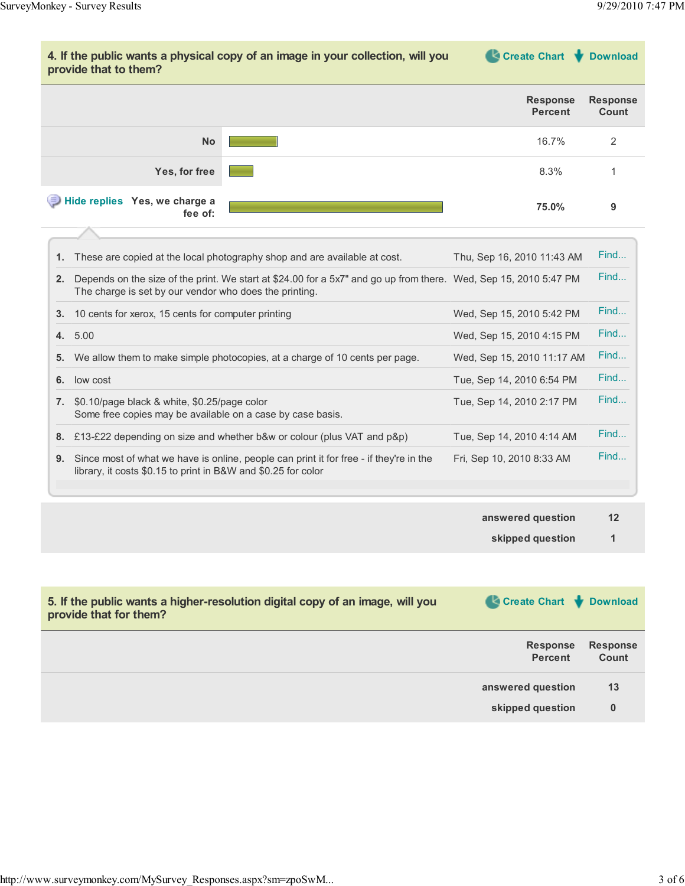## 4. If the public wants a physical copy of an image in your collection, will you provide that to them?

| | Response Percent | Response Count |
|---|---|---|
| No | 16.7% | 2 |
| Yes, for free | 8.3% | 1 |
| Yes, we charge a fee of: | **75.0%** | **9** |

| # | Response | Date |
|---|---|---|
| 1. | These are copied at the local photography shop and are available at cost. | Thu, Sep 16, 2010 11:43 AM |
| 2. | Depends on the size of the print. We start at $24.00 for a 5x7" and go up from there. The charge is set by our vendor who does the printing. | Wed, Sep 15, 2010 5:47 PM |
| 3. | 10 cents for xerox, 15 cents for computer printing | Wed, Sep 15, 2010 5:42 PM |
| 4. | 5.00 | Wed, Sep 15, 2010 4:15 PM |
| 5. | We allow them to make simple photocopies, at a charge of 10 cents per page. | Wed, Sep 15, 2010 11:17 AM |
| 6. | low cost | Tue, Sep 14, 2010 6:54 PM |
| 7. | $0.10/page black & white, $0.25/page color Some free copies may be available on a case by case basis. | Tue, Sep 14, 2010 2:17 PM |
| 8. | £13-£22 depending on size and whether b&w or colour (plus VAT and p&p) | Tue, Sep 14, 2010 4:14 AM |
| 9. | Since most of what we have is online, people can print it for free - if they're in the library, it costs $0.15 to print in B&W and $0.25 for color | Fri, Sep 10, 2010 8:33 AM |

| | |
|---|---|
| answered question | 12 |
| skipped question | 1 |

## 5. If the public wants a higher-resolution digital copy of an image, will you provide that for them?

| | Response Percent | Response Count |
|---|---|---|
| answered question | | 13 |
| skipped question | | 0 |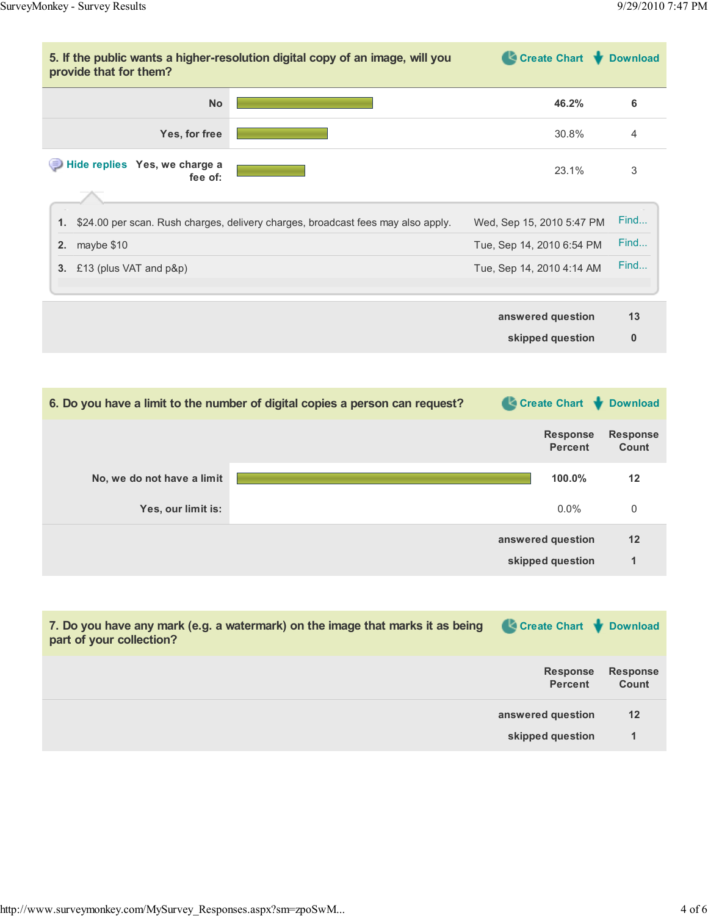## 5. If the public wants a higher-resolution digital copy of an image, will you provide that for them?

Create Chart | Download

| | Response Percent | Response Count |
|---|---|---|
| No | 46.2% | 6 |
| Yes, for free | 30.8% | 4 |
| Yes, we charge a fee of: | 23.1% | 3 |

Hide replies

| | Response | Date | |
|---|---|---|---|
| 1. | $24.00 per scan. Rush charges, delivery charges, broadcast fees may also apply. | Wed, Sep 15, 2010 5:47 PM | Find... |
| 2. | maybe $10 | Tue, Sep 14, 2010 6:54 PM | Find... |
| 3. | £13 (plus VAT and p&p) | Tue, Sep 14, 2010 4:14 AM | Find... |

| | |
|---|---|
| answered question | 13 |
| skipped question | 0 |

## 6. Do you have a limit to the number of digital copies a person can request?

Create Chart | Download

| | Response Percent | Response Count |
|---|---|---|
| No, we do not have a limit | 100.0% | 12 |
| Yes, our limit is: | 0.0% | 0 |
| answered question | | 12 |
| skipped question | | 1 |

## 7. Do you have any mark (e.g. a watermark) on the image that marks it as being part of your collection?

Create Chart | Download

| | Response Percent | Response Count |
|---|---|---|
| answered question | | 12 |
| skipped question | | 1 |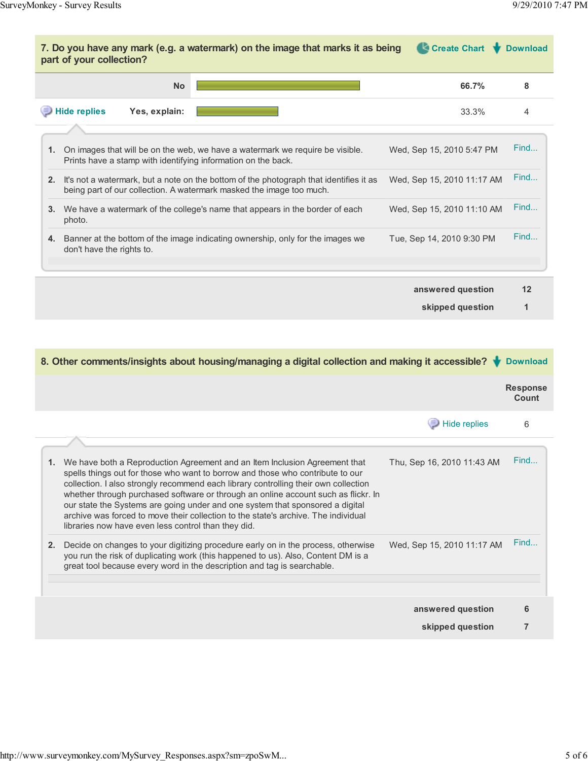## 7. Do you have any mark (e.g. a watermark) on the image that marks it as being part of your collection?

| | | |
|---|---|---|
| No | 66.7% | 8 |
| Yes, explain: | 33.3% | 4 |

Hide replies

1. On images that will be on the web, we have a watermark we require be visible. Prints have a stamp with identifying information on the back. — Wed, Sep 15, 2010 5:47 PM — Find...
2. It's not a watermark, but a note on the bottom of the photograph that identifies it as being part of our collection. A watermark masked the image too much. — Wed, Sep 15, 2010 11:17 AM — Find...
3. We have a watermark of the college's name that appears in the border of each photo. — Wed, Sep 15, 2010 11:10 AM — Find...
4. Banner at the bottom of the image indicating ownership, only for the images we don't have the rights to. — Tue, Sep 14, 2010 9:30 PM — Find...

| | |
|---|---|
| answered question | 12 |
| skipped question | 1 |

## 8. Other comments/insights about housing/managing a digital collection and making it accessible?

| | Response Count |
|---|---|
| Hide replies | 6 |

1. We have both a Reproduction Agreement and an Item Inclusion Agreement that spells things out for those who want to borrow and those who contribute to our collection. I also strongly recommend each library controlling their own collection whether through purchased software or through an online account such as flickr. In our state the Systems are going under and one system that sponsored a digital archive was forced to move their collection to the state's archive. The individual libraries now have even less control than they did. — Thu, Sep 16, 2010 11:43 AM — Find...
2. Decide on changes to your digitizing procedure early on in the process, otherwise you run the risk of duplicating work (this happened to us). Also, Content DM is a great tool because every word in the description and tag is searchable. — Wed, Sep 15, 2010 11:17 AM — Find...

| | |
|---|---|
| answered question | 6 |
| skipped question | 7 |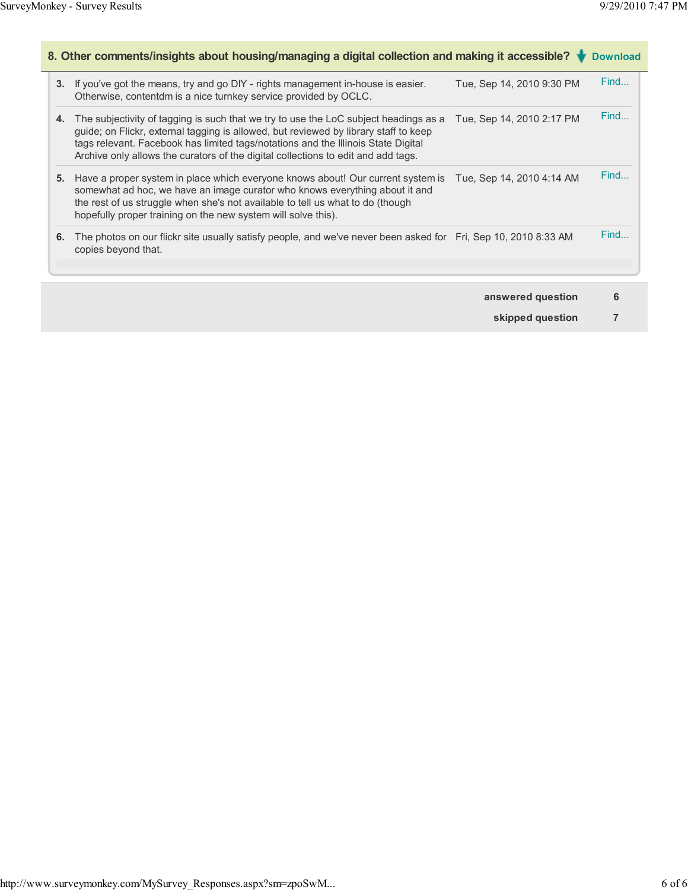## 8. Other comments/insights about housing/managing a digital collection and making it accessible?

Download

| | | | |
|---|---|---|---|
| 3. | If you've got the means, try and go DIY - rights management in-house is easier. Otherwise, contentdm is a nice turnkey service provided by OCLC. | Tue, Sep 14, 2010 9:30 PM | Find... |
| 4. | The subjectivity of tagging is such that we try to use the LoC subject headings as a guide; on Flickr, external tagging is allowed, but reviewed by library staff to keep tags relevant. Facebook has limited tags/notations and the Illinois State Digital Archive only allows the curators of the digital collections to edit and add tags. | Tue, Sep 14, 2010 2:17 PM | Find... |
| 5. | Have a proper system in place which everyone knows about! Our current system is somewhat ad hoc, we have an image curator who knows everything about it and the rest of us struggle when she's not available to tell us what to do (though hopefully proper training on the new system will solve this). | Tue, Sep 14, 2010 4:14 AM | Find... |
| 6. | The photos on our flickr site usually satisfy people, and we've never been asked for copies beyond that. | Fri, Sep 10, 2010 8:33 AM | Find... |

| | |
|---|---|
| **answered question** | **6** |
| **skipped question** | **7** |